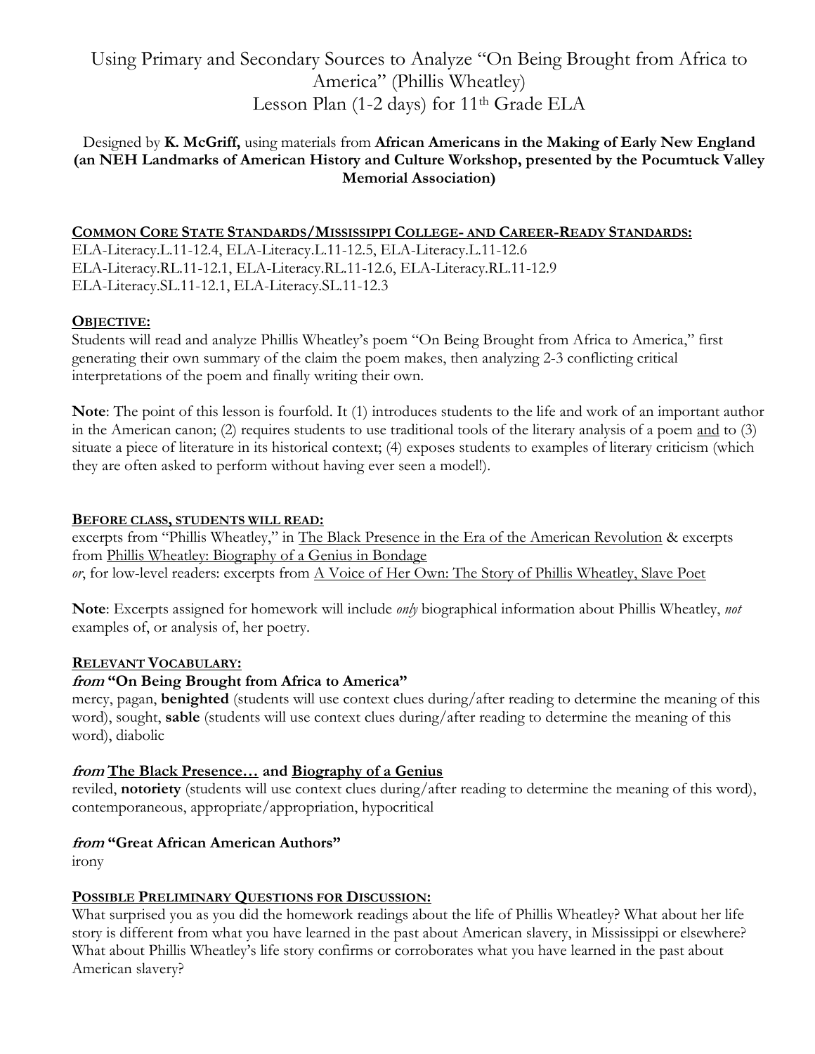# Using Primary and Secondary Sources to Analyze "On Being Brought from Africa to America" (Phillis Wheatley)
## Lesson Plan (1-2 days) for 11th Grade ELA

Designed by **K. McGriff,** using materials from **African Americans in the Making of Early New England (an NEH Landmarks of American History and Culture Workshop, presented by the Pocumtuck Valley Memorial Association)**

**COMMON CORE STATE STANDARDS/MISSISSIPPI COLLEGE- AND CAREER-READY STANDARDS:**

ELA-Literacy.L.11-12.4, ELA-Literacy.L.11-12.5, ELA-Literacy.L.11-12.6
ELA-Literacy.RL.11-12.1, ELA-Literacy.RL.11-12.6, ELA-Literacy.RL.11-12.9
ELA-Literacy.SL.11-12.1, ELA-Literacy.SL.11-12.3

**OBJECTIVE:**

Students will read and analyze Phillis Wheatley's poem "On Being Brought from Africa to America," first generating their own summary of the claim the poem makes, then analyzing 2-3 conflicting critical interpretations of the poem and finally writing their own.

**Note**: The point of this lesson is fourfold. It (1) introduces students to the life and work of an important author in the American canon; (2) requires students to use traditional tools of the literary analysis of a poem and to (3) situate a piece of literature in its historical context; (4) exposes students to examples of literary criticism (which they are often asked to perform without having ever seen a model!).

**BEFORE CLASS, STUDENTS WILL READ:**

excerpts from "Phillis Wheatley," in The Black Presence in the Era of the American Revolution & excerpts from Phillis Wheatley: Biography of a Genius in Bondage
*or*, for low-level readers: excerpts from A Voice of Her Own: The Story of Phillis Wheatley, Slave Poet

**Note**: Excerpts assigned for homework will include *only* biographical information about Phillis Wheatley, *not* examples of, or analysis of, her poetry.

**RELEVANT VOCABULARY:**

***from* "On Being Brought from Africa to America"**

mercy, pagan, **benighted** (students will use context clues during/after reading to determine the meaning of this word), sought, **sable** (students will use context clues during/after reading to determine the meaning of this word), diabolic

***from* The Black Presence… and Biography of a Genius**

reviled, **notoriety** (students will use context clues during/after reading to determine the meaning of this word), contemporaneous, appropriate/appropriation, hypocritical

***from* "Great African American Authors"**

irony

**POSSIBLE PRELIMINARY QUESTIONS FOR DISCUSSION:**

What surprised you as you did the homework readings about the life of Phillis Wheatley? What about her life story is different from what you have learned in the past about American slavery, in Mississippi or elsewhere? What about Phillis Wheatley's life story confirms or corroborates what you have learned in the past about American slavery?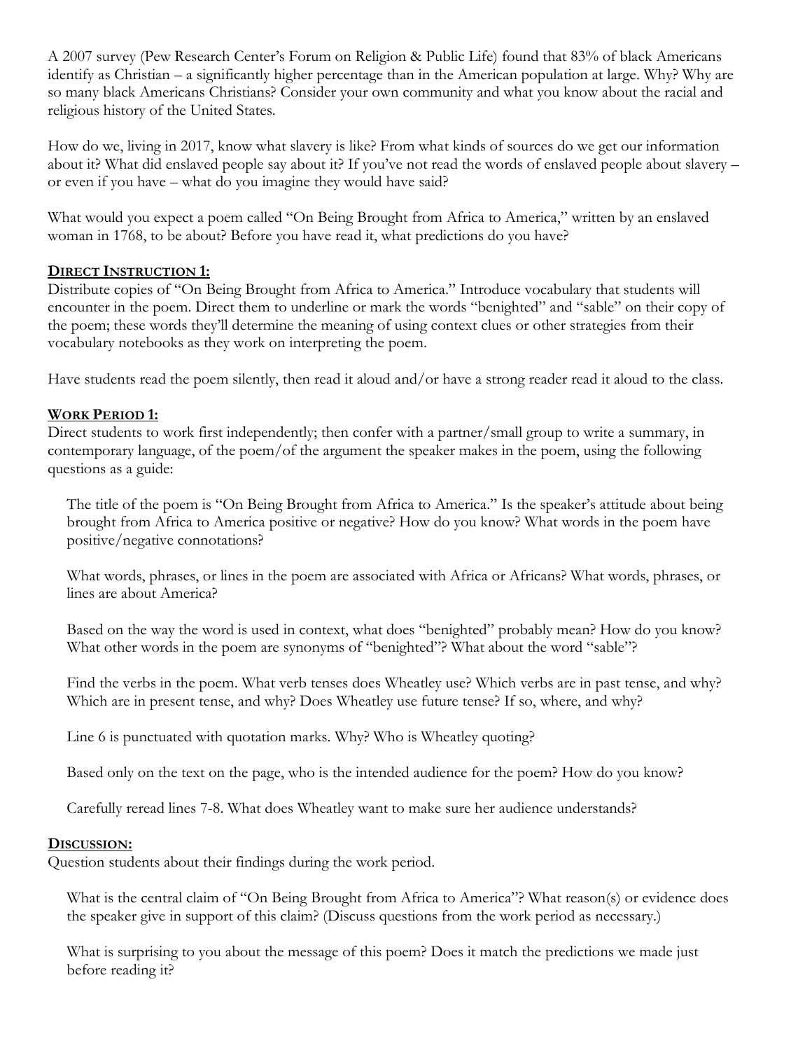A 2007 survey (Pew Research Center's Forum on Religion & Public Life) found that 83% of black Americans identify as Christian – a significantly higher percentage than in the American population at large. Why? Why are so many black Americans Christians? Consider your own community and what you know about the racial and religious history of the United States.

How do we, living in 2017, know what slavery is like? From what kinds of sources do we get our information about it? What did enslaved people say about it? If you've not read the words of enslaved people about slavery – or even if you have – what do you imagine they would have said?

What would you expect a poem called "On Being Brought from Africa to America," written by an enslaved woman in 1768, to be about? Before you have read it, what predictions do you have?

### **Direct Instruction 1:**

Distribute copies of "On Being Brought from Africa to America." Introduce vocabulary that students will encounter in the poem. Direct them to underline or mark the words "benighted" and "sable" on their copy of the poem; these words they'll determine the meaning of using context clues or other strategies from their vocabulary notebooks as they work on interpreting the poem.

Have students read the poem silently, then read it aloud and/or have a strong reader read it aloud to the class.

### **Work Period 1:**

Direct students to work first independently; then confer with a partner/small group to write a summary, in contemporary language, of the poem/of the argument the speaker makes in the poem, using the following questions as a guide:

> The title of the poem is "On Being Brought from Africa to America." Is the speaker's attitude about being brought from Africa to America positive or negative? How do you know? What words in the poem have positive/negative connotations?
>
> What words, phrases, or lines in the poem are associated with Africa or Africans? What words, phrases, or lines are about America?
>
> Based on the way the word is used in context, what does "benighted" probably mean? How do you know? What other words in the poem are synonyms of "benighted"? What about the word "sable"?
>
> Find the verbs in the poem. What verb tenses does Wheatley use? Which verbs are in past tense, and why? Which are in present tense, and why? Does Wheatley use future tense? If so, where, and why?
>
> Line 6 is punctuated with quotation marks. Why? Who is Wheatley quoting?
>
> Based only on the text on the page, who is the intended audience for the poem? How do you know?
>
> Carefully reread lines 7-8. What does Wheatley want to make sure her audience understands?

### **Discussion:**

Question students about their findings during the work period.

> What is the central claim of "On Being Brought from Africa to America"? What reason(s) or evidence does the speaker give in support of this claim? (Discuss questions from the work period as necessary.)
>
> What is surprising to you about the message of this poem? Does it match the predictions we made just before reading it?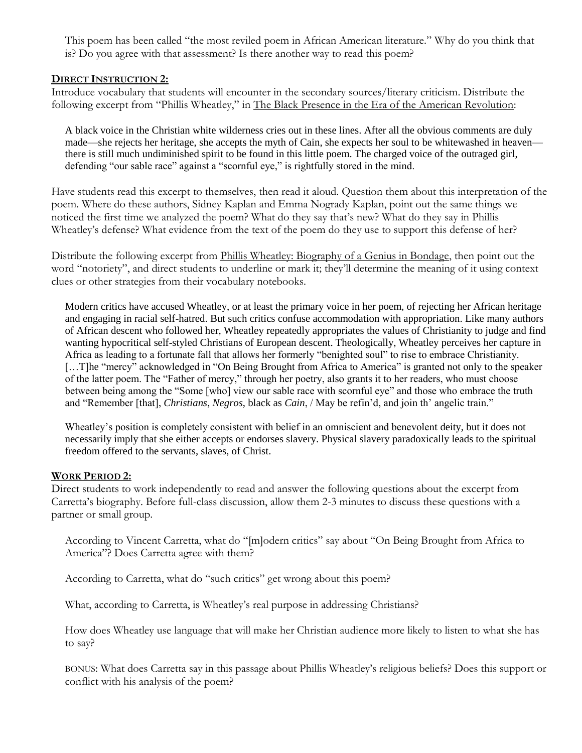This poem has been called "the most reviled poem in African American literature." Why do you think that is? Do you agree with that assessment? Is there another way to read this poem?

**DIRECT INSTRUCTION 2:**

Introduce vocabulary that students will encounter in the secondary sources/literary criticism. Distribute the following excerpt from "Phillis Wheatley," in The Black Presence in the Era of the American Revolution:

> A black voice in the Christian white wilderness cries out in these lines. After all the obvious comments are duly made—she rejects her heritage, she accepts the myth of Cain, she expects her soul to be whitewashed in heaven—there is still much undiminished spirit to be found in this little poem. The charged voice of the outraged girl, defending "our sable race" against a "scornful eye," is rightfully stored in the mind.

Have students read this excerpt to themselves, then read it aloud. Question them about this interpretation of the poem. Where do these authors, Sidney Kaplan and Emma Nogrady Kaplan, point out the same things we noticed the first time we analyzed the poem? What do they say that's new? What do they say in Phillis Wheatley's defense? What evidence from the text of the poem do they use to support this defense of her?

Distribute the following excerpt from Phillis Wheatley: Biography of a Genius in Bondage, then point out the word "notoriety", and direct students to underline or mark it; they'll determine the meaning of it using context clues or other strategies from their vocabulary notebooks.

> Modern critics have accused Wheatley, or at least the primary voice in her poem, of rejecting her African heritage and engaging in racial self-hatred. But such critics confuse accommodation with appropriation. Like many authors of African descent who followed her, Wheatley repeatedly appropriates the values of Christianity to judge and find wanting hypocritical self-styled Christians of European descent. Theologically, Wheatley perceives her capture in Africa as leading to a fortunate fall that allows her formerly "benighted soul" to rise to embrace Christianity. […T]he "mercy" acknowledged in "On Being Brought from Africa to America" is granted not only to the speaker of the latter poem. The "Father of mercy," through her poetry, also grants it to her readers, who must choose between being among the "Some [who] view our sable race with scornful eye" and those who embrace the truth and "Remember [that], *Christians, Negros,* black as *Cain*, / May be refin'd, and join th' angelic train."
>
> Wheatley's position is completely consistent with belief in an omniscient and benevolent deity, but it does not necessarily imply that she either accepts or endorses slavery. Physical slavery paradoxically leads to the spiritual freedom offered to the servants, slaves, of Christ.

**WORK PERIOD 2:**

Direct students to work independently to read and answer the following questions about the excerpt from Carretta's biography. Before full-class discussion, allow them 2-3 minutes to discuss these questions with a partner or small group.

According to Vincent Carretta, what do "[m]odern critics" say about "On Being Brought from Africa to America"? Does Carretta agree with them?

According to Carretta, what do "such critics" get wrong about this poem?

What, according to Carretta, is Wheatley's real purpose in addressing Christians?

How does Wheatley use language that will make her Christian audience more likely to listen to what she has to say?

BONUS: What does Carretta say in this passage about Phillis Wheatley's religious beliefs? Does this support or conflict with his analysis of the poem?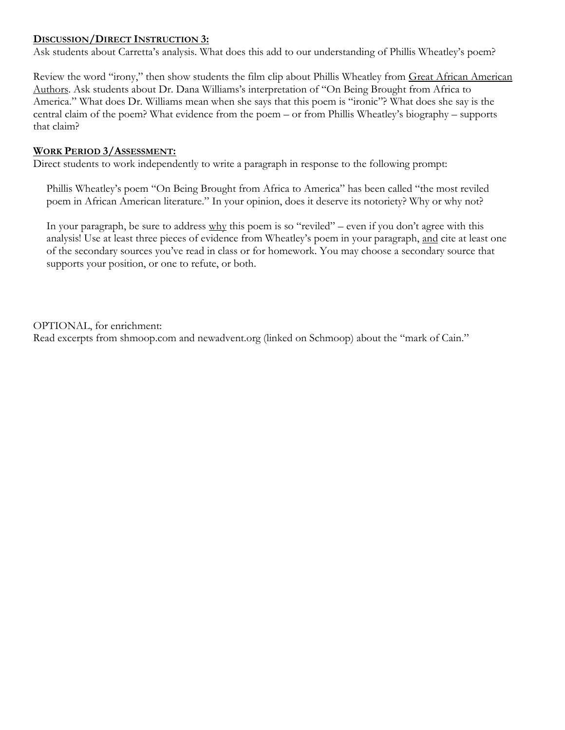**DISCUSSION/DIRECT INSTRUCTION 3:**

Ask students about Carretta's analysis. What does this add to our understanding of Phillis Wheatley's poem?

Review the word "irony," then show students the film clip about Phillis Wheatley from Great African American Authors. Ask students about Dr. Dana Williams's interpretation of "On Being Brought from Africa to America." What does Dr. Williams mean when she says that this poem is "ironic"? What does she say is the central claim of the poem? What evidence from the poem – or from Phillis Wheatley's biography – supports that claim?

**WORK PERIOD 3/ASSESSMENT:**

Direct students to work independently to write a paragraph in response to the following prompt:

> Phillis Wheatley's poem "On Being Brought from Africa to America" has been called "the most reviled poem in African American literature." In your opinion, does it deserve its notoriety? Why or why not?
>
> In your paragraph, be sure to address why this poem is so "reviled" – even if you don't agree with this analysis! Use at least three pieces of evidence from Wheatley's poem in your paragraph, and cite at least one of the secondary sources you've read in class or for homework. You may choose a secondary source that supports your position, or one to refute, or both.

OPTIONAL, for enrichment:
Read excerpts from shmoop.com and newadvent.org (linked on Schmoop) about the "mark of Cain."